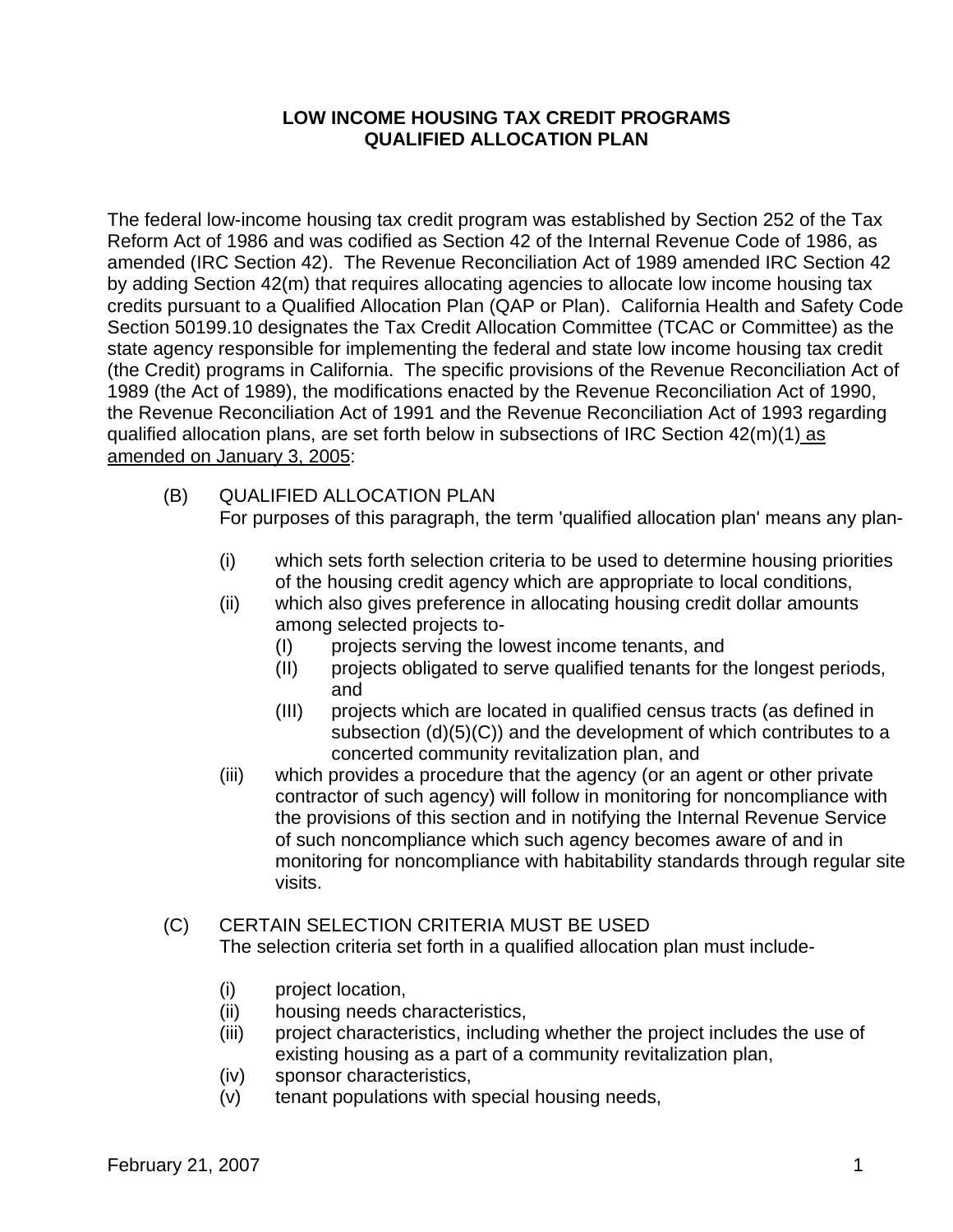# LOW INCOME HOUSING TAX CREDIT PROGRAMS QUALIFIED ALLOCATION PLAN

The federal low-income housing tax credit program was established by Section 252 of the Tax Reform Act of 1986 and was codified as Section 42 of the Internal Revenue Code of 1986, as amended (IRC Section 42). The Revenue Reconciliation Act of 1989 amended IRC Section 42 by adding Section 42(m) that requires allocating agencies to allocate low income housing tax credits pursuant to a Qualified Allocation Plan (QAP or Plan). California Health and Safety Code Section 50199.10 designates the Tax Credit Allocation Committee (TCAC or Committee) as the state agency responsible for implementing the federal and state low income housing tax credit (the Credit) programs in California. The specific provisions of the Revenue Reconciliation Act of 1989 (the Act of 1989), the modifications enacted by the Revenue Reconciliation Act of 1990, the Revenue Reconciliation Act of 1991 and the Revenue Reconciliation Act of 1993 regarding qualified allocation plans, are set forth below in subsections of IRC Section 42(m)(1) <u>as amended on January 3, 2005</u>:

(B) QUALIFIED ALLOCATION PLAN
For purposes of this paragraph, the term 'qualified allocation plan' means any plan-

- (i) which sets forth selection criteria to be used to determine housing priorities of the housing credit agency which are appropriate to local conditions,
- (ii) which also gives preference in allocating housing credit dollar amounts among selected projects to-
  - (I) projects serving the lowest income tenants, and
  - (II) projects obligated to serve qualified tenants for the longest periods, and
  - (III) projects which are located in qualified census tracts (as defined in subsection (d)(5)(C)) and the development of which contributes to a concerted community revitalization plan, and
- (iii) which provides a procedure that the agency (or an agent or other private contractor of such agency) will follow in monitoring for noncompliance with the provisions of this section and in notifying the Internal Revenue Service of such noncompliance which such agency becomes aware of and in monitoring for noncompliance with habitability standards through regular site visits.

(C) CERTAIN SELECTION CRITERIA MUST BE USED
The selection criteria set forth in a qualified allocation plan must include-

- (i) project location,
- (ii) housing needs characteristics,
- (iii) project characteristics, including whether the project includes the use of existing housing as a part of a community revitalization plan,
- (iv) sponsor characteristics,
- (v) tenant populations with special housing needs,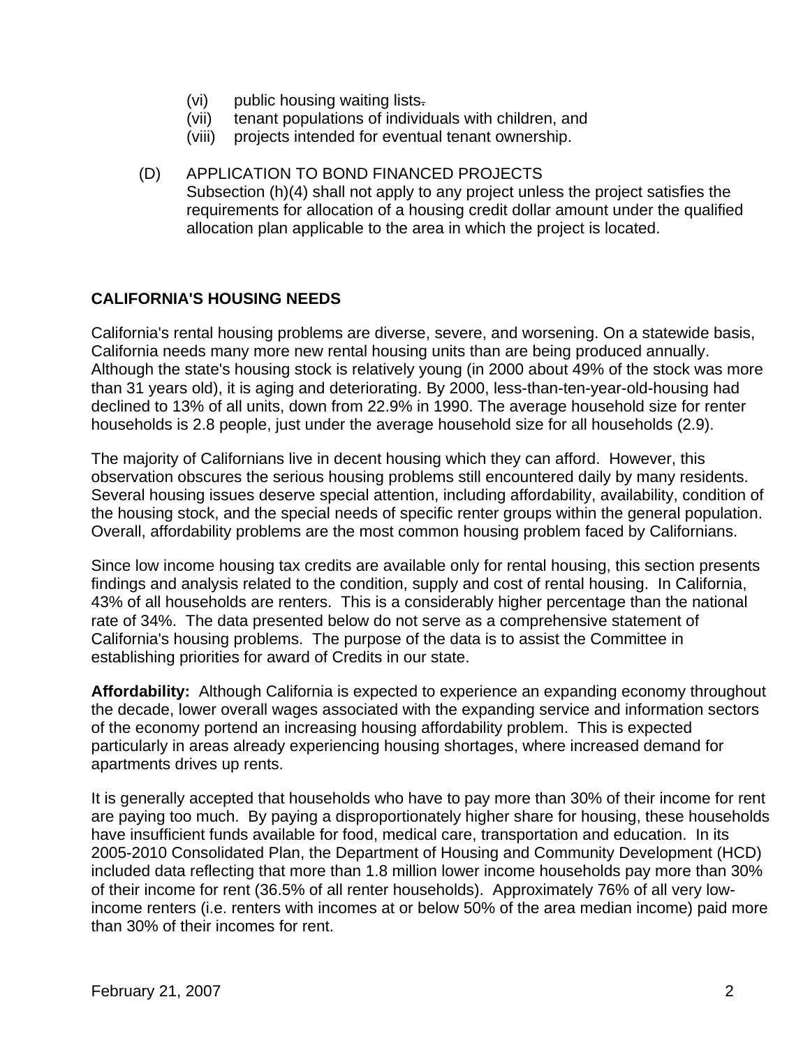(vi) public housing waiting lists.
(vii) tenant populations of individuals with children, and
(viii) projects intended for eventual tenant ownership.

(D) APPLICATION TO BOND FINANCED PROJECTS
Subsection (h)(4) shall not apply to any project unless the project satisfies the requirements for allocation of a housing credit dollar amount under the qualified allocation plan applicable to the area in which the project is located.

## CALIFORNIA'S HOUSING NEEDS

California's rental housing problems are diverse, severe, and worsening. On a statewide basis, California needs many more new rental housing units than are being produced annually. Although the state's housing stock is relatively young (in 2000 about 49% of the stock was more than 31 years old), it is aging and deteriorating. By 2000, less-than-ten-year-old-housing had declined to 13% of all units, down from 22.9% in 1990. The average household size for renter households is 2.8 people, just under the average household size for all households (2.9).

The majority of Californians live in decent housing which they can afford. However, this observation obscures the serious housing problems still encountered daily by many residents. Several housing issues deserve special attention, including affordability, availability, condition of the housing stock, and the special needs of specific renter groups within the general population. Overall, affordability problems are the most common housing problem faced by Californians.

Since low income housing tax credits are available only for rental housing, this section presents findings and analysis related to the condition, supply and cost of rental housing. In California, 43% of all households are renters. This is a considerably higher percentage than the national rate of 34%. The data presented below do not serve as a comprehensive statement of California's housing problems. The purpose of the data is to assist the Committee in establishing priorities for award of Credits in our state.

**Affordability:** Although California is expected to experience an expanding economy throughout the decade, lower overall wages associated with the expanding service and information sectors of the economy portend an increasing housing affordability problem. This is expected particularly in areas already experiencing housing shortages, where increased demand for apartments drives up rents.

It is generally accepted that households who have to pay more than 30% of their income for rent are paying too much. By paying a disproportionately higher share for housing, these households have insufficient funds available for food, medical care, transportation and education. In its 2005-2010 Consolidated Plan, the Department of Housing and Community Development (HCD) included data reflecting that more than 1.8 million lower income households pay more than 30% of their income for rent (36.5% of all renter households). Approximately 76% of all very low-income renters (i.e. renters with incomes at or below 50% of the area median income) paid more than 30% of their incomes for rent.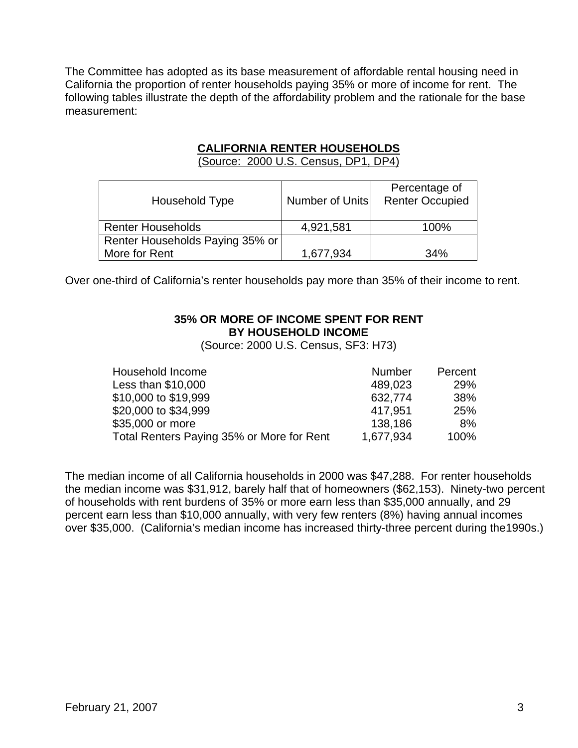The Committee has adopted as its base measurement of affordable rental housing need in California the proportion of renter households paying 35% or more of income for rent. The following tables illustrate the depth of the affordability problem and the rationale for the base measurement:

**CALIFORNIA RENTER HOUSEHOLDS**
(Source: 2000 U.S. Census, DP1, DP4)

| Household Type | Number of Units | Percentage of Renter Occupied |
|---|---|---|
| Renter Households | 4,921,581 | 100% |
| Renter Households Paying 35% or More for Rent | 1,677,934 | 34% |

Over one-third of California's renter households pay more than 35% of their income to rent.

**35% OR MORE OF INCOME SPENT FOR RENT BY HOUSEHOLD INCOME**
(Source: 2000 U.S. Census, SF3: H73)

| Household Income | Number | Percent |
|---|---|---|
| Less than $10,000 | 489,023 | 29% |
| $10,000 to $19,999 | 632,774 | 38% |
| $20,000 to $34,999 | 417,951 | 25% |
| $35,000 or more | 138,186 | 8% |
| Total Renters Paying 35% or More for Rent | 1,677,934 | 100% |

The median income of all California households in 2000 was $47,288. For renter households the median income was $31,912, barely half that of homeowners ($62,153). Ninety-two percent of households with rent burdens of 35% or more earn less than $35,000 annually, and 29 percent earn less than $10,000 annually, with very few renters (8%) having annual incomes over $35,000. (California's median income has increased thirty-three percent during the1990s.)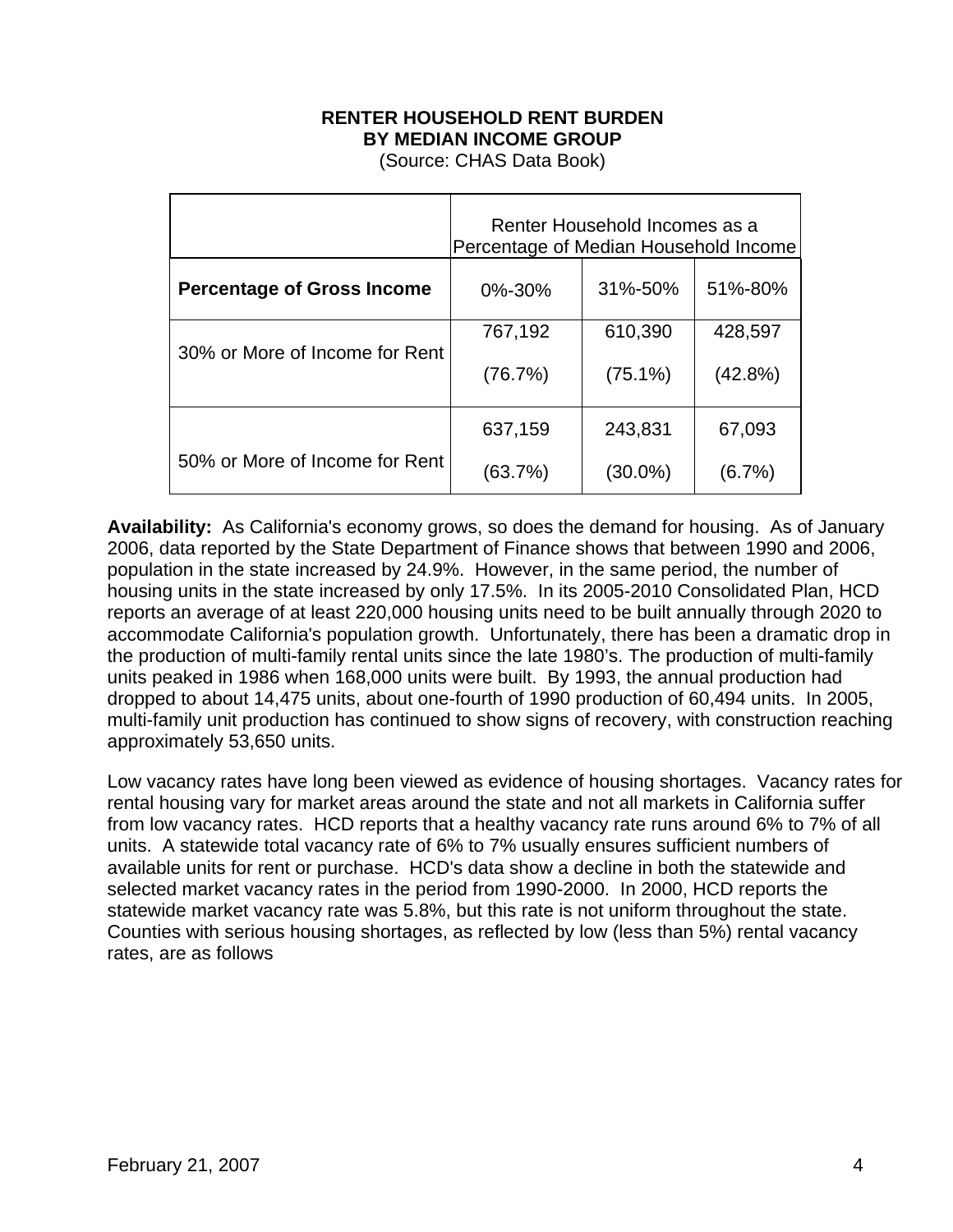**RENTER HOUSEHOLD RENT BURDEN**
**BY MEDIAN INCOME GROUP**
(Source: CHAS Data Book)

| | Renter Household Incomes as a Percentage of Median Household Income | | |
|---|---|---|---|
| **Percentage of Gross Income** | 0%-30% | 31%-50% | 51%-80% |
| 30% or More of Income for Rent | 767,192 (76.7%) | 610,390 (75.1%) | 428,597 (42.8%) |
| 50% or More of Income for Rent | 637,159 (63.7%) | 243,831 (30.0%) | 67,093 (6.7%) |

**Availability:** As California's economy grows, so does the demand for housing. As of January 2006, data reported by the State Department of Finance shows that between 1990 and 2006, population in the state increased by 24.9%. However, in the same period, the number of housing units in the state increased by only 17.5%. In its 2005-2010 Consolidated Plan, HCD reports an average of at least 220,000 housing units need to be built annually through 2020 to accommodate California's population growth. Unfortunately, there has been a dramatic drop in the production of multi-family rental units since the late 1980's. The production of multi-family units peaked in 1986 when 168,000 units were built. By 1993, the annual production had dropped to about 14,475 units, about one-fourth of 1990 production of 60,494 units. In 2005, multi-family unit production has continued to show signs of recovery, with construction reaching approximately 53,650 units.

Low vacancy rates have long been viewed as evidence of housing shortages. Vacancy rates for rental housing vary for market areas around the state and not all markets in California suffer from low vacancy rates. HCD reports that a healthy vacancy rate runs around 6% to 7% of all units. A statewide total vacancy rate of 6% to 7% usually ensures sufficient numbers of available units for rent or purchase. HCD's data show a decline in both the statewide and selected market vacancy rates in the period from 1990-2000. In 2000, HCD reports the statewide market vacancy rate was 5.8%, but this rate is not uniform throughout the state. Counties with serious housing shortages, as reflected by low (less than 5%) rental vacancy rates, are as follows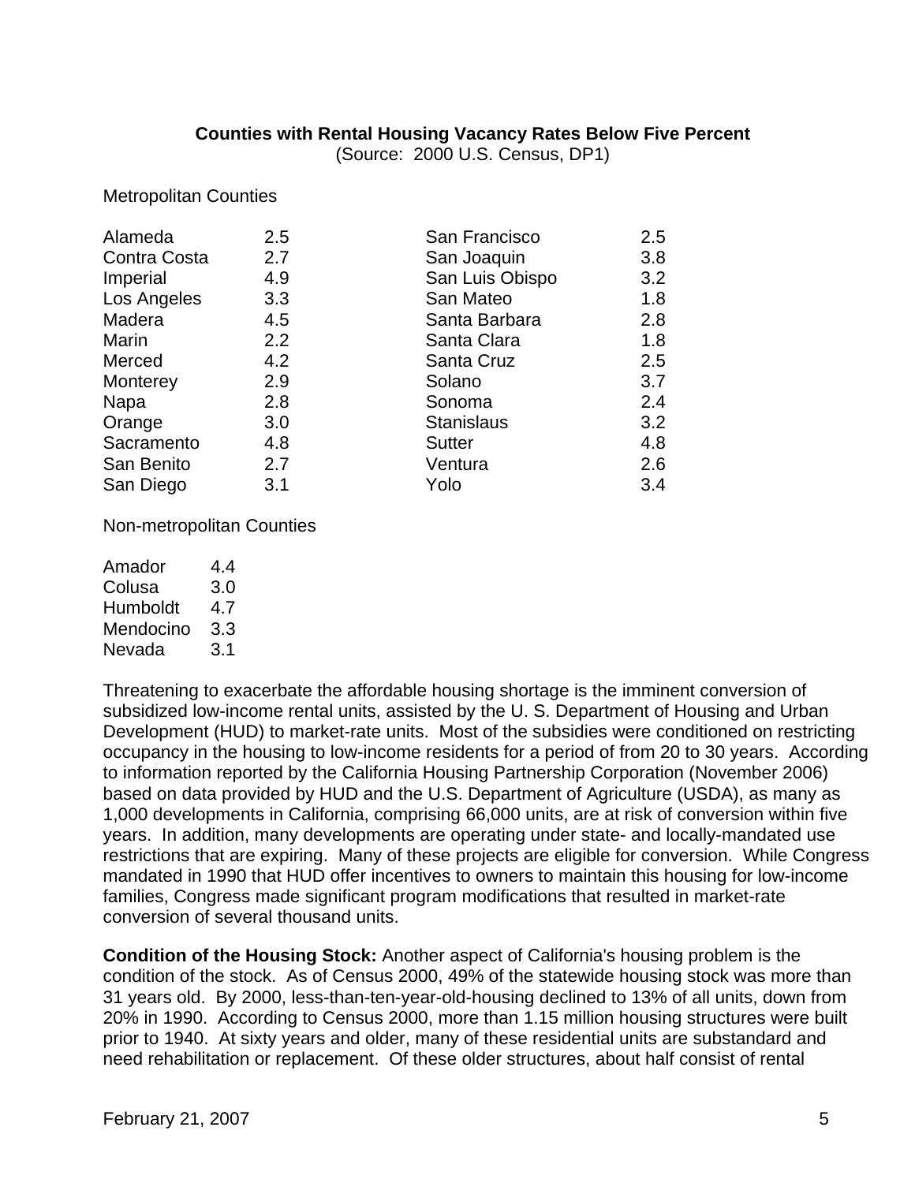**Counties with Rental Housing Vacancy Rates Below Five Percent**
(Source: 2000 U.S. Census, DP1)

Metropolitan Counties

| County | Rate | County | Rate |
|---|---|---|---|
| Alameda | 2.5 | San Francisco | 2.5 |
| Contra Costa | 2.7 | San Joaquin | 3.8 |
| Imperial | 4.9 | San Luis Obispo | 3.2 |
| Los Angeles | 3.3 | San Mateo | 1.8 |
| Madera | 4.5 | Santa Barbara | 2.8 |
| Marin | 2.2 | Santa Clara | 1.8 |
| Merced | 4.2 | Santa Cruz | 2.5 |
| Monterey | 2.9 | Solano | 3.7 |
| Napa | 2.8 | Sonoma | 2.4 |
| Orange | 3.0 | Stanislaus | 3.2 |
| Sacramento | 4.8 | Sutter | 4.8 |
| San Benito | 2.7 | Ventura | 2.6 |
| San Diego | 3.1 | Yolo | 3.4 |

Non-metropolitan Counties

| County | Rate |
|---|---|
| Amador | 4.4 |
| Colusa | 3.0 |
| Humboldt | 4.7 |
| Mendocino | 3.3 |
| Nevada | 3.1 |

Threatening to exacerbate the affordable housing shortage is the imminent conversion of subsidized low-income rental units, assisted by the U. S. Department of Housing and Urban Development (HUD) to market-rate units. Most of the subsidies were conditioned on restricting occupancy in the housing to low-income residents for a period of from 20 to 30 years. According to information reported by the California Housing Partnership Corporation (November 2006) based on data provided by HUD and the U.S. Department of Agriculture (USDA), as many as 1,000 developments in California, comprising 66,000 units, are at risk of conversion within five years. In addition, many developments are operating under state- and locally-mandated use restrictions that are expiring. Many of these projects are eligible for conversion. While Congress mandated in 1990 that HUD offer incentives to owners to maintain this housing for low-income families, Congress made significant program modifications that resulted in market-rate conversion of several thousand units.

**Condition of the Housing Stock:** Another aspect of California's housing problem is the condition of the stock. As of Census 2000, 49% of the statewide housing stock was more than 31 years old. By 2000, less-than-ten-year-old-housing declined to 13% of all units, down from 20% in 1990. According to Census 2000, more than 1.15 million housing structures were built prior to 1940. At sixty years and older, many of these residential units are substandard and need rehabilitation or replacement. Of these older structures, about half consist of rental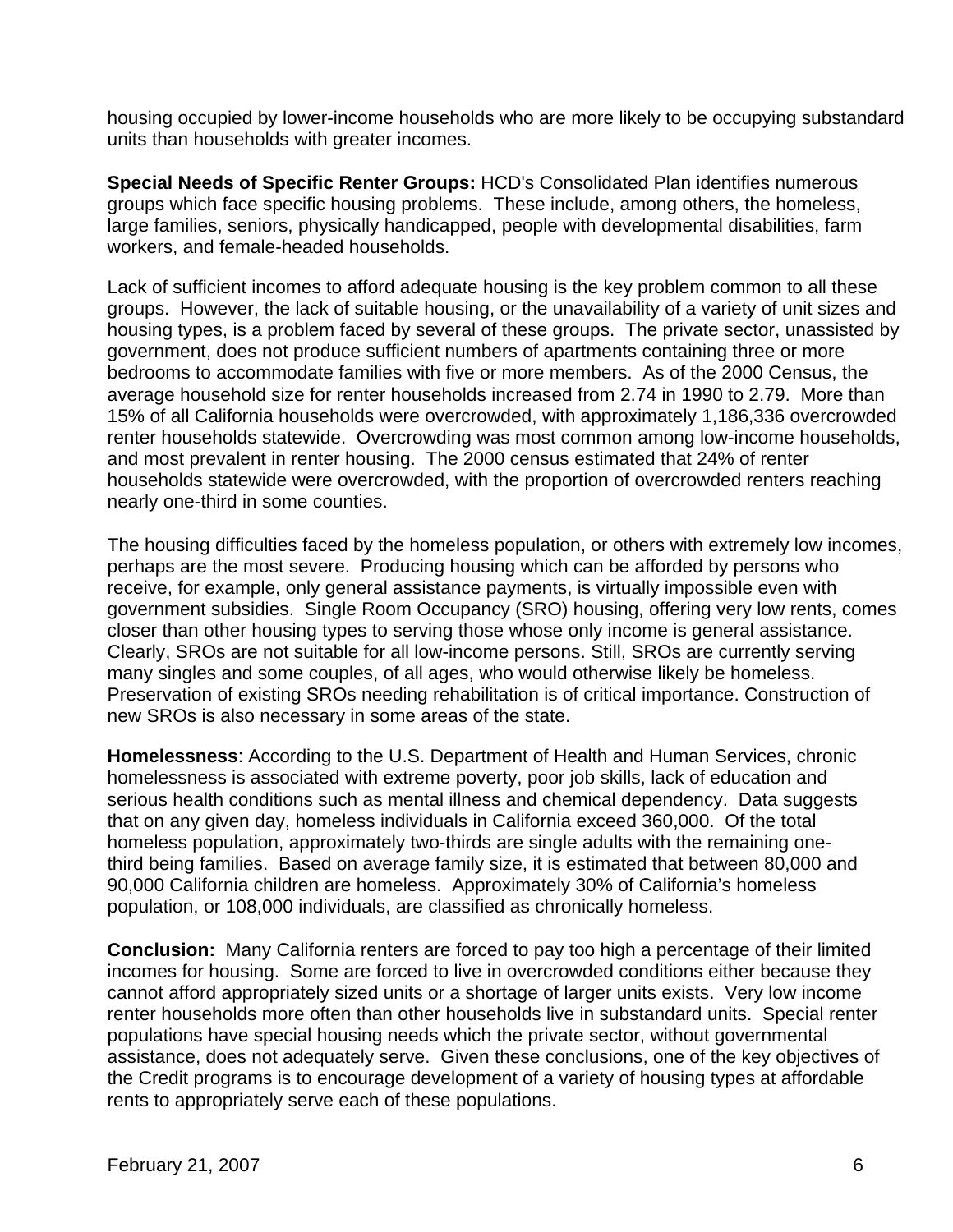housing occupied by lower-income households who are more likely to be occupying substandard units than households with greater incomes.

**Special Needs of Specific Renter Groups:** HCD's Consolidated Plan identifies numerous groups which face specific housing problems. These include, among others, the homeless, large families, seniors, physically handicapped, people with developmental disabilities, farm workers, and female-headed households.

Lack of sufficient incomes to afford adequate housing is the key problem common to all these groups. However, the lack of suitable housing, or the unavailability of a variety of unit sizes and housing types, is a problem faced by several of these groups. The private sector, unassisted by government, does not produce sufficient numbers of apartments containing three or more bedrooms to accommodate families with five or more members. As of the 2000 Census, the average household size for renter households increased from 2.74 in 1990 to 2.79. More than 15% of all California households were overcrowded, with approximately 1,186,336 overcrowded renter households statewide. Overcrowding was most common among low-income households, and most prevalent in renter housing. The 2000 census estimated that 24% of renter households statewide were overcrowded, with the proportion of overcrowded renters reaching nearly one-third in some counties.

The housing difficulties faced by the homeless population, or others with extremely low incomes, perhaps are the most severe. Producing housing which can be afforded by persons who receive, for example, only general assistance payments, is virtually impossible even with government subsidies. Single Room Occupancy (SRO) housing, offering very low rents, comes closer than other housing types to serving those whose only income is general assistance. Clearly, SROs are not suitable for all low-income persons. Still, SROs are currently serving many singles and some couples, of all ages, who would otherwise likely be homeless. Preservation of existing SROs needing rehabilitation is of critical importance. Construction of new SROs is also necessary in some areas of the state.

**Homelessness**: According to the U.S. Department of Health and Human Services, chronic homelessness is associated with extreme poverty, poor job skills, lack of education and serious health conditions such as mental illness and chemical dependency. Data suggests that on any given day, homeless individuals in California exceed 360,000. Of the total homeless population, approximately two-thirds are single adults with the remaining one-third being families. Based on average family size, it is estimated that between 80,000 and 90,000 California children are homeless. Approximately 30% of California's homeless population, or 108,000 individuals, are classified as chronically homeless.

**Conclusion:** Many California renters are forced to pay too high a percentage of their limited incomes for housing. Some are forced to live in overcrowded conditions either because they cannot afford appropriately sized units or a shortage of larger units exists. Very low income renter households more often than other households live in substandard units. Special renter populations have special housing needs which the private sector, without governmental assistance, does not adequately serve. Given these conclusions, one of the key objectives of the Credit programs is to encourage development of a variety of housing types at affordable rents to appropriately serve each of these populations.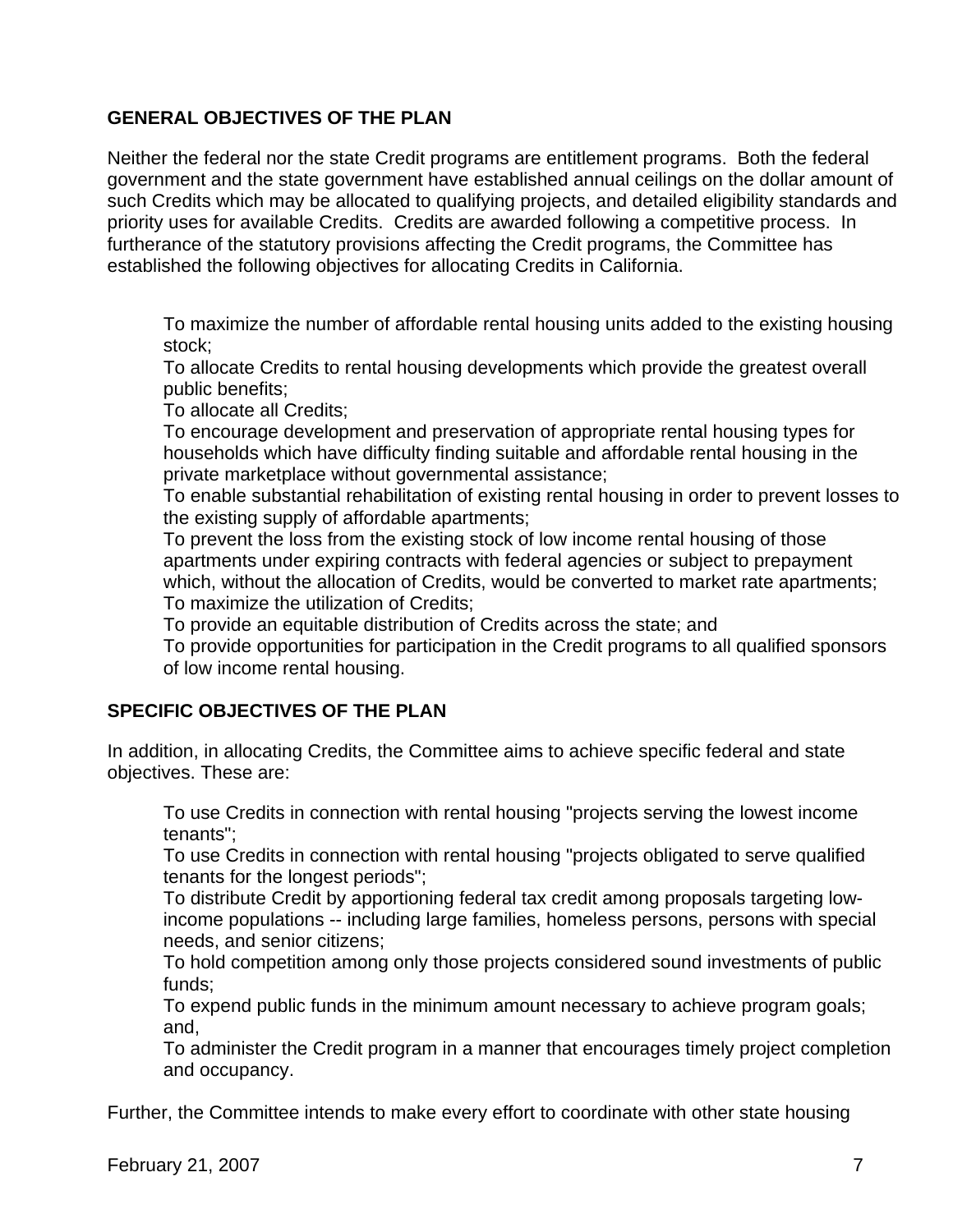## GENERAL OBJECTIVES OF THE PLAN

Neither the federal nor the state Credit programs are entitlement programs. Both the federal government and the state government have established annual ceilings on the dollar amount of such Credits which may be allocated to qualifying projects, and detailed eligibility standards and priority uses for available Credits. Credits are awarded following a competitive process. In furtherance of the statutory provisions affecting the Credit programs, the Committee has established the following objectives for allocating Credits in California.

- To maximize the number of affordable rental housing units added to the existing housing stock;
- To allocate Credits to rental housing developments which provide the greatest overall public benefits;
- To allocate all Credits;
- To encourage development and preservation of appropriate rental housing types for households which have difficulty finding suitable and affordable rental housing in the private marketplace without governmental assistance;
- To enable substantial rehabilitation of existing rental housing in order to prevent losses to the existing supply of affordable apartments;
- To prevent the loss from the existing stock of low income rental housing of those apartments under expiring contracts with federal agencies or subject to prepayment which, without the allocation of Credits, would be converted to market rate apartments;
- To maximize the utilization of Credits;
- To provide an equitable distribution of Credits across the state; and
- To provide opportunities for participation in the Credit programs to all qualified sponsors of low income rental housing.

## SPECIFIC OBJECTIVES OF THE PLAN

In addition, in allocating Credits, the Committee aims to achieve specific federal and state objectives. These are:

- To use Credits in connection with rental housing "projects serving the lowest income tenants";
- To use Credits in connection with rental housing "projects obligated to serve qualified tenants for the longest periods";
- To distribute Credit by apportioning federal tax credit among proposals targeting low-income populations -- including large families, homeless persons, persons with special needs, and senior citizens;
- To hold competition among only those projects considered sound investments of public funds;
- To expend public funds in the minimum amount necessary to achieve program goals; and,
- To administer the Credit program in a manner that encourages timely project completion and occupancy.

Further, the Committee intends to make every effort to coordinate with other state housing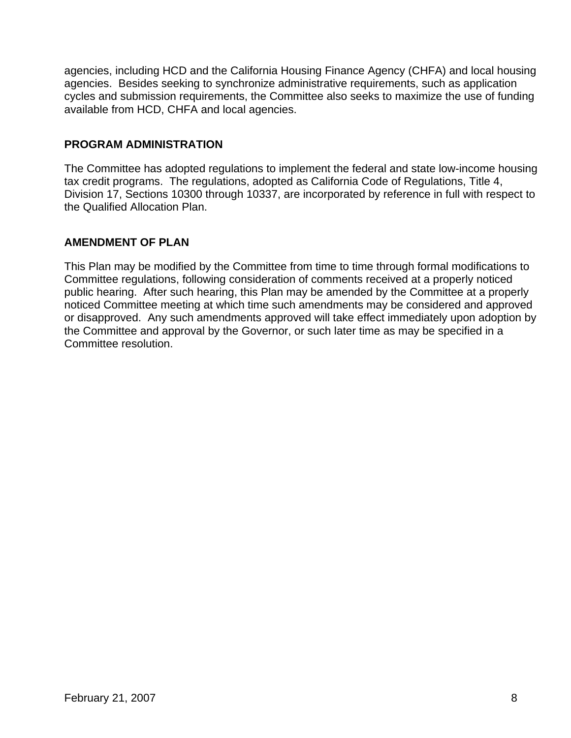agencies, including HCD and the California Housing Finance Agency (CHFA) and local housing agencies. Besides seeking to synchronize administrative requirements, such as application cycles and submission requirements, the Committee also seeks to maximize the use of funding available from HCD, CHFA and local agencies.

## PROGRAM ADMINISTRATION

The Committee has adopted regulations to implement the federal and state low-income housing tax credit programs. The regulations, adopted as California Code of Regulations, Title 4, Division 17, Sections 10300 through 10337, are incorporated by reference in full with respect to the Qualified Allocation Plan.

## AMENDMENT OF PLAN

This Plan may be modified by the Committee from time to time through formal modifications to Committee regulations, following consideration of comments received at a properly noticed public hearing. After such hearing, this Plan may be amended by the Committee at a properly noticed Committee meeting at which time such amendments may be considered and approved or disapproved. Any such amendments approved will take effect immediately upon adoption by the Committee and approval by the Governor, or such later time as may be specified in a Committee resolution.